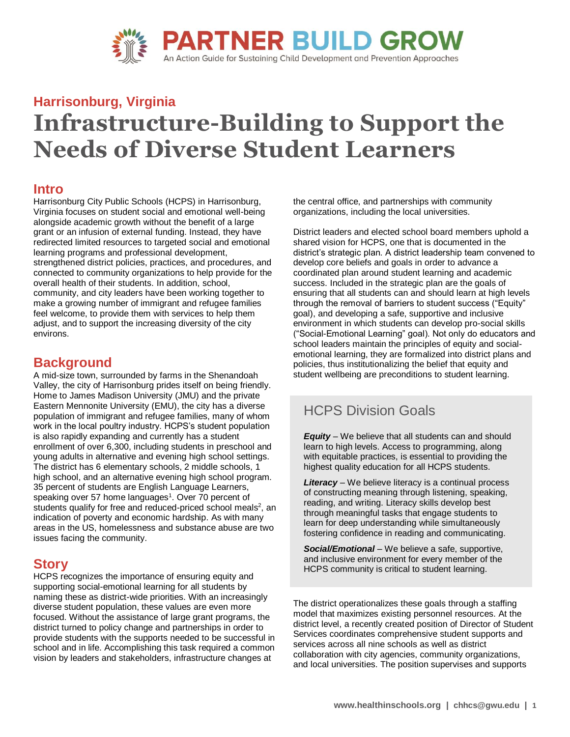PARTNER BUILD GROW

An Action Guide for Sustaining Child Development and Prevention Approaches

## Harrisonburg, Virginia

# Infrastructure-Building to Support the Needs of Diverse Student Learners

## Intro

Harrisonburg City Public Schools (HCPS) in Harrisonburg, Virginia focuses on student social and emotional well-being alongside student academic growth without the benefit of a large grant or an infusion of external funding. Instead, they have redirected limited resources to targeted social and emotional learning programs and professional development, strengthened district policies, practices, and procedures, and connected to community organizations to help provide for the overall health of their students. In addition, school, community, and city leaders have been working together to make a growing number of immigrant and refugee families feel welcome, to provide them with services to help them adjust, and to support the increasing diversity of the city environs.

## Background

A mid-size town, surrounded by farms in the Shenandoah Valley, the city of Harrisonburg prides itself on being friendly. Home to James Madison University (JMU) and the private Eastern Mennonite University (EMU), the city has a diverse population of immigrant and refugee families, many of whom work in the local poultry industry. HCPS's student population is also rapidly expanding and currently has a student enrollment of over 6,300, including students in preschool and young adults in alternative and evening high school settings. The district has 6 elementary schools, 2 middle schools, 1 high school, and an alternative evening high school program. 35 percent of students are English Language Learners, speaking over 57 home languages[1]. Over 70 percent of students qualify for free and reduced-priced school meals[2], an indication of poverty and economic hardship. As with many areas in the US, homelessness and substance abuse are two issues facing the community.

## Story

HCPS recognizes the importance of ensuring equity and supporting social-emotional learning for all students by naming these as district-wide priorities. With an increasingly diverse student population, these values are even more focused. Without the assistance of large grant programs, the district turned to policy change and partnerships in order to provide students with the supports needed to be successful in school and in life. Accomplishing this task required a common vision by leaders and stakeholders, infrastructure changes at the central office, and partnerships with community organizations, including the local universities.

District leaders and elected school board members uphold a shared vision for HCPS, one that is documented in the district's strategic plan. A district leadership team convened to develop core beliefs and goals in order to advance a coordinated plan around student learning and academic success. Included in the strategic plan are the goals of ensuring that all students can and should learn at high levels through the removal of barriers to student success ("Equity" goal), and developing a safe, supportive and inclusive environment in which students can develop pro-social skills ("Social-Emotional Learning" goal). Not only do educators and school leaders maintain the principles of equity and social-emotional learning, they are formalized into district plans and policies, thus institutionalizing the belief that equity and student wellbeing are preconditions to student learning.

### HCPS Division Goals

***Equity*** – We believe that all students can and should learn to high levels. Access to programming, along with equitable practices, is essential to providing the highest quality education for all HCPS students.

***Literacy*** – We believe literacy is a continual process of constructing meaning through listening, speaking, reading, and writing. Literacy skills develop best through meaningful tasks that engage students to learn for deep understanding while simultaneously fostering confidence in reading and communicating.

***Social/Emotional*** – We believe a safe, supportive, and inclusive environment for every member of the HCPS community is critical to student learning.

The district operationalizes these goals through a staffing model that maximizes existing personnel resources. At the district level, a recently created position of Director of Student Services coordinates comprehensive student supports and services across all nine schools as well as district collaboration with city agencies, community organizations, and local universities. The position supervises and supports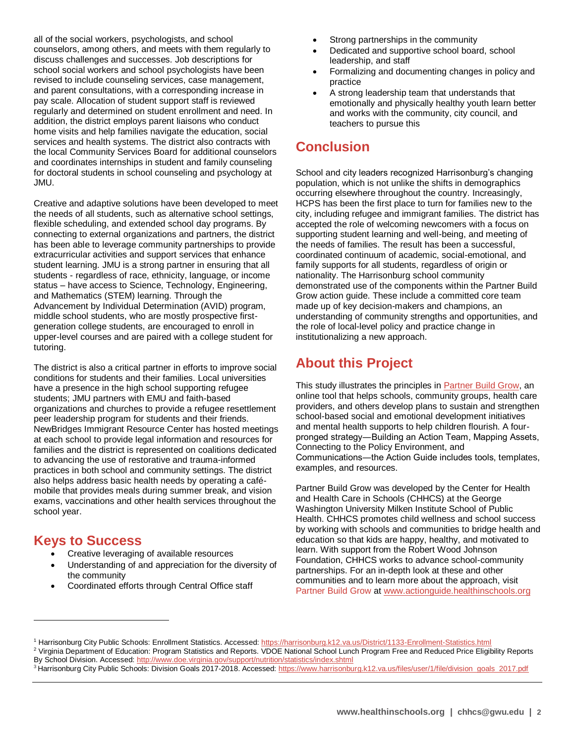all of the social workers, psychologists, and school counselors, among others, and meets with them regularly to discuss challenges and successes. Job descriptions for school social workers and school psychologists have been revised to include counseling services, case management, and parent consultations, with a corresponding increase in pay scale. Allocation of student support staff is reviewed regularly and determined on student enrollment and need. In addition, the district employs parent liaisons who conduct home visits and help families navigate the education, social services and health systems. The district also contracts with the local Community Services Board for additional counselors and coordinates internships in student and family counseling for doctoral students in school counseling and psychology at JMU.

Creative and adaptive solutions have been developed to meet the needs of all students, such as alternative school settings, flexible scheduling, and extended school day programs. By connecting to external organizations and partners, the district has been able to leverage community partnerships to provide extracurricular activities and support services that enhance student learning. JMU is a strong partner in ensuring that all students - regardless of race, ethnicity, language, or income status – have access to Science, Technology, Engineering, and Mathematics (STEM) learning. Through the Advancement by Individual Determination (AVID) program, middle school students, who are mostly prospective first-generation college students, are encouraged to enroll in upper-level courses and are paired with a college student for tutoring.

The district is also a critical partner in efforts to improve social conditions for students and their families. Local universities have a presence in the high school supporting refugee students; JMU partners with EMU and faith-based organizations and churches to provide a refugee resettlement peer leadership program for students and their friends. NewBridges Immigrant Resource Center has hosted meetings at each school to provide legal information and resources for families and the district is represented on coalitions dedicated to advancing the use of restorative and trauma-informed practices in both school and community settings. The district also helps address basic health needs by operating a café-mobile that provides meals during summer break, and vision exams, vaccinations and other health services throughout the school year.

## Keys to Success

- Creative leveraging of available resources
- Understanding of and appreciation for the diversity of the community
- Coordinated efforts through Central Office staff
- Strong partnerships in the community
- Dedicated and supportive school board, school leadership, and staff
- Formalizing and documenting changes in policy and practice
- A strong leadership team that understands that emotionally and physically healthy youth learn better and works with the community, city council, and teachers to pursue this

## Conclusion

School and city leaders recognized Harrisonburg's changing population, which is not unlike the shifts in demographics occurring elsewhere throughout the country. Increasingly, HCPS has been the first place to turn for families new to the city, including refugee and immigrant families. The district has accepted the role of welcoming newcomers with a focus on supporting student learning and well-being, and meeting of the needs of families. The result has been a successful, coordinated continuum of academic, social-emotional, and family supports for all students, regardless of origin or nationality. The Harrisonburg school community demonstrated use of the components within the Partner Build Grow action guide. These include a committed core team made up of key decision-makers and champions, an understanding of community strengths and opportunities, and the role of local-level policy and practice change in institutionalizing a new approach.

## About this Project

This study illustrates the principles in Partner Build Grow, an online tool that helps schools, community groups, health care providers, and others develop plans to sustain and strengthen school-based social and emotional development initiatives and mental health supports to help children flourish. A four-pronged strategy—Building an Action Team, Mapping Assets, Connecting to the Policy Environment, and Communications—the Action Guide includes tools, templates, examples, and resources.

Partner Build Grow was developed by the Center for Health and Health Care in Schools (CHHCS) at the George Washington University Milken Institute School of Public Health. CHHCS promotes child wellness and school success by working with schools and communities to bridge health and education so that kids are happy, healthy, and motivated to learn. With support from the Robert Wood Johnson Foundation, CHHCS works to advance school-community partnerships. For an in-depth look at these and other communities and to learn more about the approach, visit Partner Build Grow at www.actionguide.healthinschools.org

---

[1] Harrisonburg City Public Schools: Enrollment Statistics. Accessed: https://harrisonburg.k12.va.us/District/1133-Enrollment-Statistics.html

[2] Virginia Department of Education: Program Statistics and Reports. VDOE National School Lunch Program Free and Reduced Price Eligibility Reports By School Division. Accessed: http://www.doe.virginia.gov/support/nutrition/statistics/index.shtml

[3] Harrisonburg City Public Schools: Division Goals 2017-2018. Accessed: https://www.harrisonburg.k12.va.us/files/user/1/file/division_goals_2017.pdf